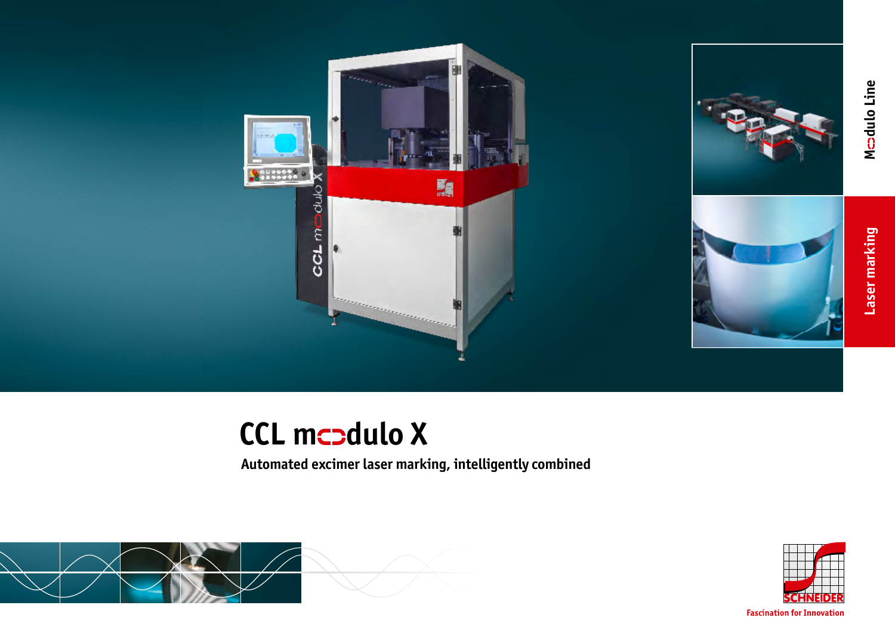Modulo Line

Laser marking

# CCL modulo X

**Automated excimer laser marking, intelligently combined**

SCHNEIDER

Fascination for Innovation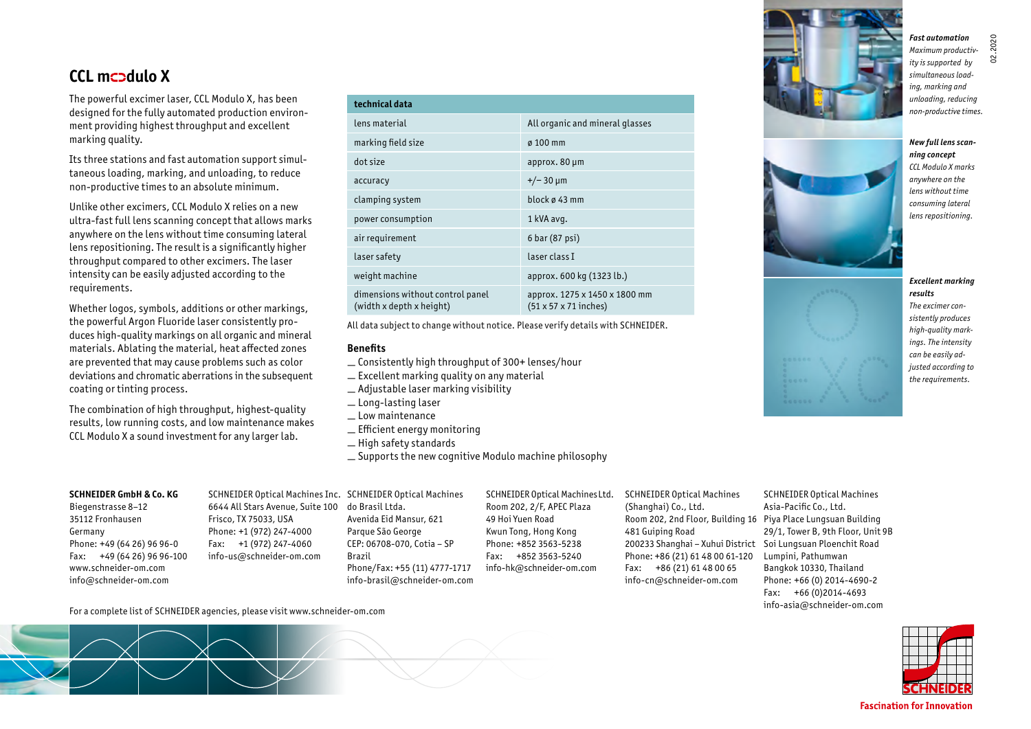## CCL modulo X

The powerful excimer laser, CCL Modulo X, has been designed for the fully automated production environment providing highest throughput and excellent marking quality.

Its three stations and fast automation support simultaneous loading, marking, and unloading, to reduce non-productive times to an absolute minimum.

Unlike other excimers, CCL Modulo X relies on a new ultra-fast full lens scanning concept that allows marks anywhere on the lens without time consuming lateral lens repositioning. The result is a significantly higher throughput compared to other excimers. The laser intensity can be easily adjusted according to the requirements.

Whether logos, symbols, additions or other markings, the powerful Argon Fluoride laser consistently produces high-quality markings on all organic and mineral materials. Ablating the material, heat affected zones are prevented that may cause problems such as color deviations and chromatic aberrations in the subsequent coating or tinting process.

The combination of high throughput, highest-quality results, low running costs, and low maintenance makes CCL Modulo X a sound investment for any larger lab.

| technical data | |
|---|---|
| lens material | All organic and mineral glasses |
| marking field size | ø 100 mm |
| dot size | approx. 80 µm |
| accuracy | +/− 30 µm |
| clamping system | block ø 43 mm |
| power consumption | 1 kVA avg. |
| air requirement | 6 bar (87 psi) |
| laser safety | laser class I |
| weight machine | approx. 600 kg (1323 lb.) |
| dimensions without control panel (width x depth x height) | approx. 1275 x 1450 x 1800 mm (51 x 57 x 71 inches) |

All data subject to change without notice. Please verify details with SCHNEIDER.

### Benefits

- Consistently high throughput of 300+ lenses/hour
- Excellent marking quality on any material
- Adjustable laser marking visibility
- Long-lasting laser
- Low maintenance
- Efficient energy monitoring
- High safety standards
- Supports the new cognitive Modulo machine philosophy

***Fast automation***
*Maximum productivity is supported by simultaneous loading, marking and unloading, reducing non-productive times.*

***New full lens scanning concept***
*CCL Modulo X marks anywhere on the lens without time consuming lateral lens repositioning.*

***Excellent marking results***
*The excimer consistently produces high-quality markings. The intensity can be easily adjusted according to the requirements.*

**SCHNEIDER GmbH & Co. KG**
Biegenstrasse 8–12
35112 Fronhausen
Germany
Phone: +49 (64 26) 96 96-0
Fax: +49 (64 26) 96 96-100
www.schneider-om.com
info@schneider-om.com

SCHNEIDER Optical Machines Inc.
6644 All Stars Avenue, Suite 100
Frisco, TX 75033, USA
Phone: +1 (972) 247-4000
Fax: +1 (972) 247-4060
info-us@schneider-om.com

SCHNEIDER Optical Machines do Brasil Ltda.
Avenida Eid Mansur, 621
Parque São George
CEP: 06708-070, Cotia – SP
Brazil
Phone/Fax: +55 (11) 4777-1717
info-brasil@schneider-om.com

SCHNEIDER Optical Machines Ltd.
Room 202, 2/F, APEC Plaza
49 Hoi Yuen Road
Kwun Tong, Hong Kong
Phone: +852 3563-5238
Fax: +852 3563-5240
info-hk@schneider-om.com

SCHNEIDER Optical Machines (Shanghai) Co., Ltd.
Room 202, 2nd Floor, Building 16
481 Guiping Road
200233 Shanghai – Xuhui District
Phone: +86 (21) 61 48 00 61-120
Fax: +86 (21) 61 48 00 65
info-cn@schneider-om.com

SCHNEIDER Optical Machines Asia-Pacific Co., Ltd.
Piya Place Lungsuan Building
29/1, Tower B, 9th Floor, Unit 9B
Soi Lungsuan Ploenchit Road
Lumpini, Pathumwan
Bangkok 10330, Thailand
Phone: +66 (0) 2014-4690-2
Fax: +66 (0)2014-4693
info-asia@schneider-om.com

For a complete list of SCHNEIDER agencies, please visit www.schneider-om.com

SCHNEIDER
Fascination for Innovation

02.2020